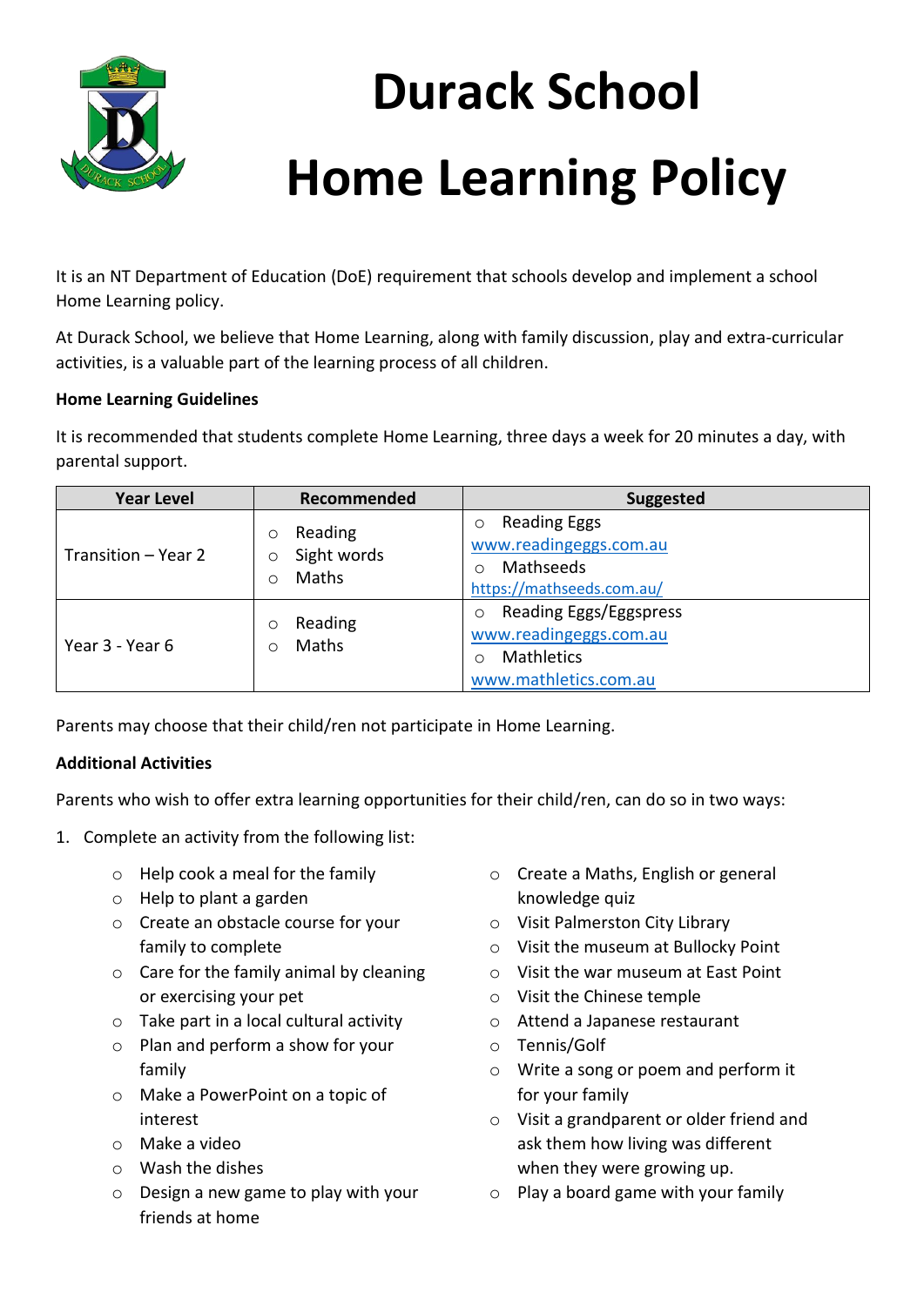# Durack School

# Home Learning Policy

It is an NT Department of Education (DoE) requirement that schools develop and implement a school Home Learning policy.

At Durack School, we believe that Home Learning, along with family discussion, play and extra-curricular activities, is a valuable part of the learning process of all children.

**Home Learning Guidelines**

It is recommended that students complete Home Learning, three days a week for 20 minutes a day, with parental support.

| Year Level | Recommended | Suggested |
|---|---|---|
| Transition – Year 2 | ○ Reading<br>○ Sight words<br>○ Maths | ○ Reading Eggs<br>www.readingeggs.com.au<br>○ Mathseeds<br>https://mathseeds.com.au/ |
| Year 3 - Year 6 | ○ Reading<br>○ Maths | ○ Reading Eggs/Eggspress<br>www.readingeggs.com.au<br>○ Mathletics<br>www.mathletics.com.au |

Parents may choose that their child/ren not participate in Home Learning.

**Additional Activities**

Parents who wish to offer extra learning opportunities for their child/ren, can do so in two ways:

1. Complete an activity from the following list:
   - Help cook a meal for the family
   - Help to plant a garden
   - Create an obstacle course for your family to complete
   - Care for the family animal by cleaning or exercising your pet
   - Take part in a local cultural activity
   - Plan and perform a show for your family
   - Make a PowerPoint on a topic of interest
   - Make a video
   - Wash the dishes
   - Design a new game to play with your friends at home
   - Create a Maths, English or general knowledge quiz
   - Visit Palmerston City Library
   - Visit the museum at Bullocky Point
   - Visit the war museum at East Point
   - Visit the Chinese temple
   - Attend a Japanese restaurant
   - Tennis/Golf
   - Write a song or poem and perform it for your family
   - Visit a grandparent or older friend and ask them how living was different when they were growing up.
   - Play a board game with your family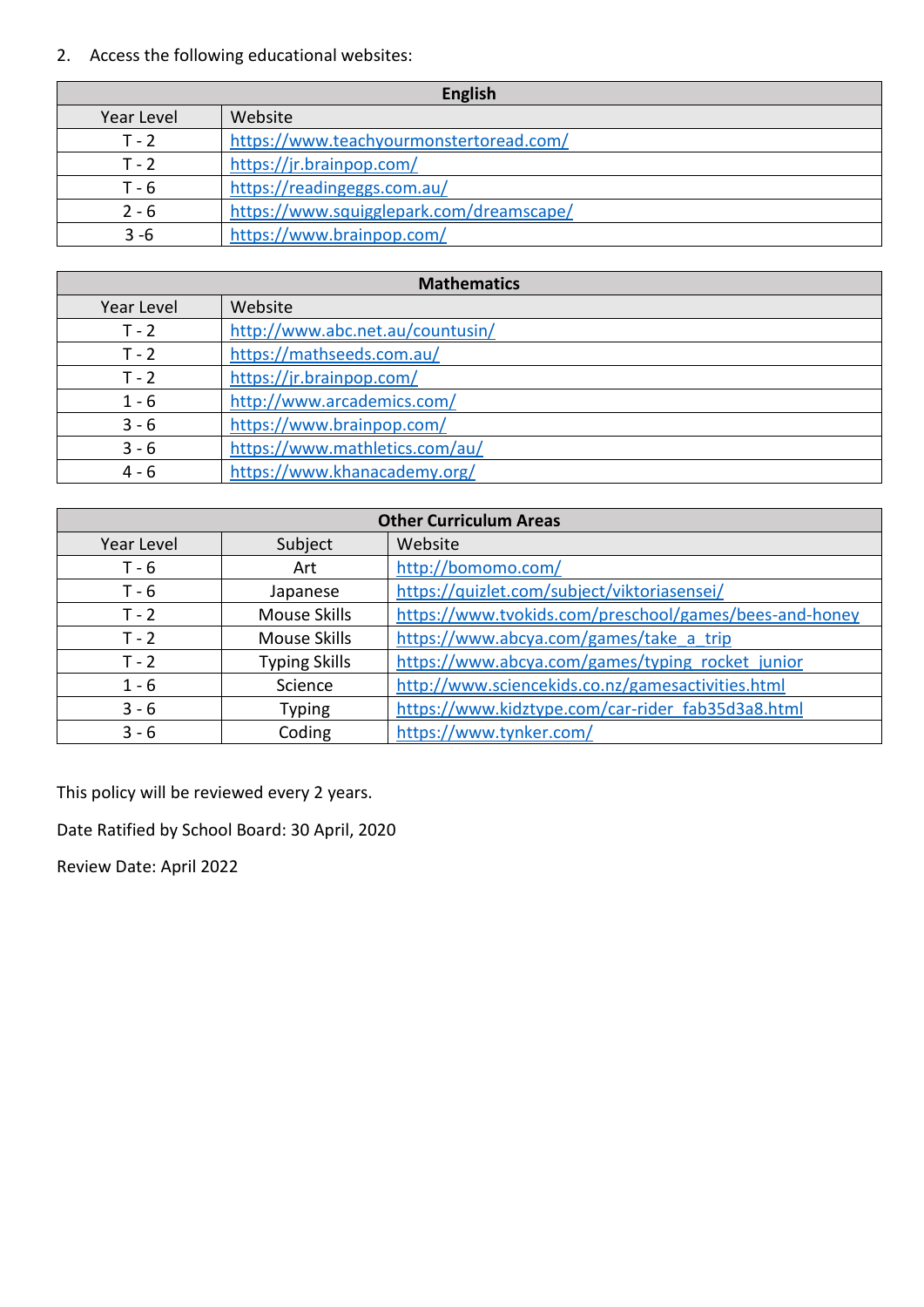2. Access the following educational websites:

| English | |
|---|---|
| Year Level | Website |
| T - 2 | https://www.teachyourmonstertoread.com/ |
| T - 2 | https://jr.brainpop.com/ |
| T - 6 | https://readingeggs.com.au/ |
| 2 - 6 | https://www.squigglepark.com/dreamscape/ |
| 3 -6 | https://www.brainpop.com/ |

| Mathematics | |
|---|---|
| Year Level | Website |
| T - 2 | http://www.abc.net.au/countusin/ |
| T - 2 | https://mathseeds.com.au/ |
| T - 2 | https://jr.brainpop.com/ |
| 1 - 6 | http://www.arcademics.com/ |
| 3 - 6 | https://www.brainpop.com/ |
| 3 - 6 | https://www.mathletics.com/au/ |
| 4 - 6 | https://www.khanacademy.org/ |

| Other Curriculum Areas | | |
|---|---|---|
| Year Level | Subject | Website |
| T - 6 | Art | http://bomomo.com/ |
| T - 6 | Japanese | https://quizlet.com/subject/viktoriasensei/ |
| T - 2 | Mouse Skills | https://www.tvokids.com/preschool/games/bees-and-honey |
| T - 2 | Mouse Skills | https://www.abcya.com/games/take_a_trip |
| T - 2 | Typing Skills | https://www.abcya.com/games/typing_rocket_junior |
| 1 - 6 | Science | http://www.sciencekids.co.nz/gamesactivities.html |
| 3 - 6 | Typing | https://www.kidztype.com/car-rider_fab35d3a8.html |
| 3 - 6 | Coding | https://www.tynker.com/ |

This policy will be reviewed every 2 years.

Date Ratified by School Board: 30 April, 2020

Review Date: April 2022